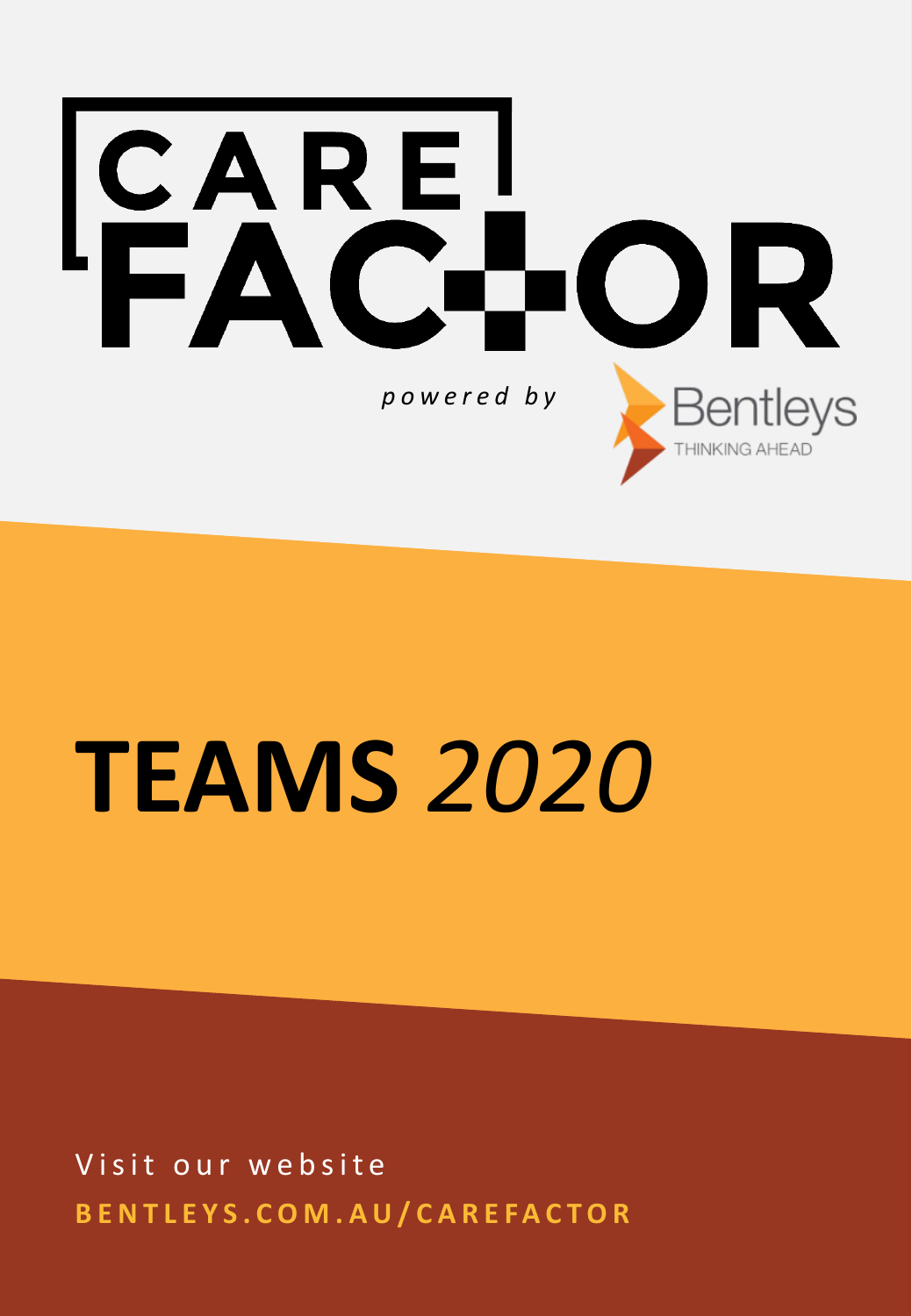# CARE FACTOR

*powered by* Bentleys THINKING AHEAD

# TEAMS *2020*

Visit our website

**BENTLEYS.COM.AU/CAREFACTOR**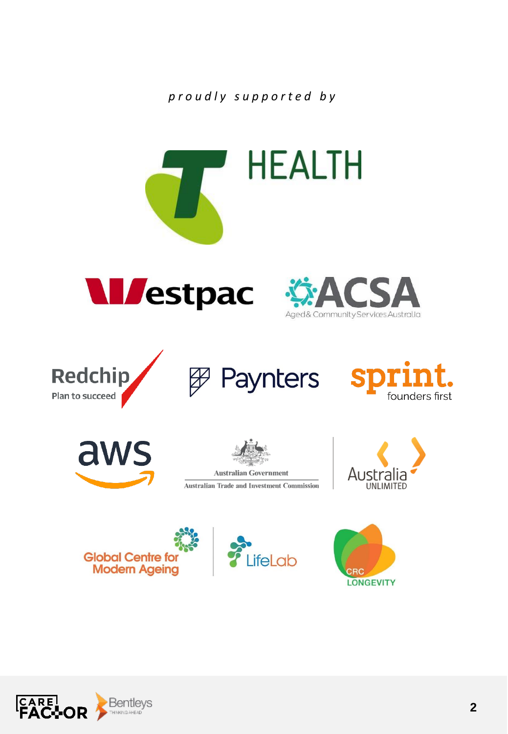*proudly supported by*

HEALTH

Westpac

ACSA
Aged & Community Services Australia

Redchip
Plan to succeed

Paynters

sprint.
founders first

aws

Australian Government
Australian Trade and Investment Commission

Australia
UNLIMITED

Global Centre for Modern Ageing

LifeLab

CRC
LONGEVITY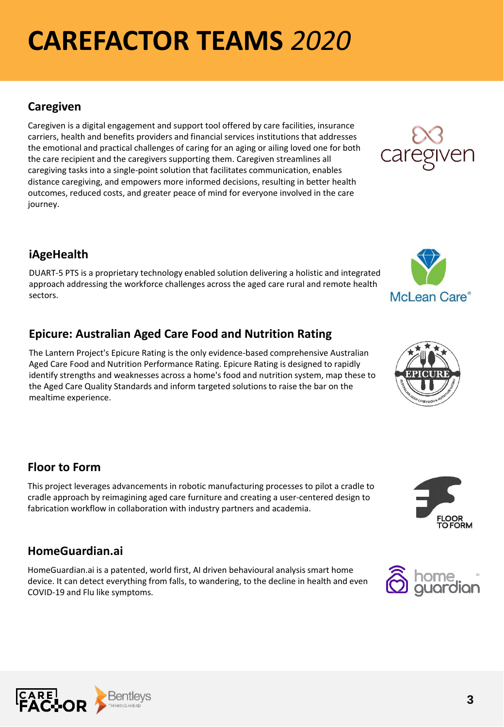# CAREFACTOR TEAMS *2020*

## Caregiven

Caregiven is a digital engagement and support tool offered by care facilities, insurance carriers, health and benefits providers and financial services institutions that addresses the emotional and practical challenges of caring for an aging or ailing loved one for both the care recipient and the caregivers supporting them. Caregiven streamlines all caregiving tasks into a single-point solution that facilitates communication, enables distance caregiving, and empowers more informed decisions, resulting in better health outcomes, reduced costs, and greater peace of mind for everyone involved in the care journey.

## iAgeHealth

DUART-5 PTS is a proprietary technology enabled solution delivering a holistic and integrated approach addressing the workforce challenges across the aged care rural and remote health sectors.

## Epicure: Australian Aged Care Food and Nutrition Rating

The Lantern Project's Epicure Rating is the only evidence-based comprehensive Australian Aged Care Food and Nutrition Performance Rating. Epicure Rating is designed to rapidly identify strengths and weaknesses across a home's food and nutrition system, map these to the Aged Care Quality Standards and inform targeted solutions to raise the bar on the mealtime experience.

## Floor to Form

This project leverages advancements in robotic manufacturing processes to pilot a cradle to cradle approach by reimagining aged care furniture and creating a user-centered design to fabrication workflow in collaboration with industry partners and academia.

## HomeGuardian.ai

HomeGuardian.ai is a patented, world first, AI driven behavioural analysis smart home device. It can detect everything from falls, to wandering, to the decline in health and even COVID-19 and Flu like symptoms.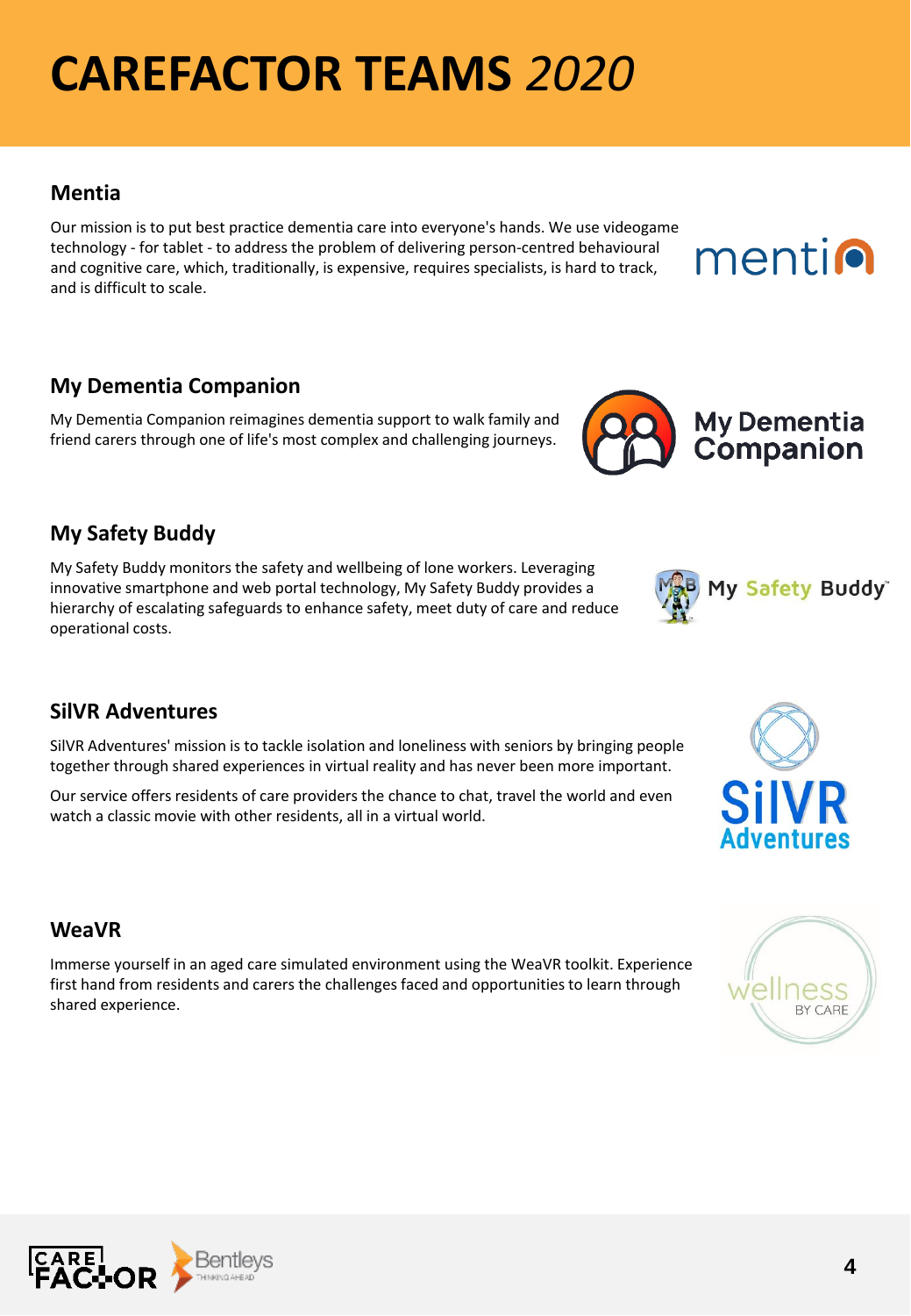# CAREFACTOR TEAMS *2020*

### Mentia

Our mission is to put best practice dementia care into everyone's hands. We use videogame technology - for tablet - to address the problem of delivering person-centred behavioural and cognitive care, which, traditionally, is expensive, requires specialists, is hard to track, and is difficult to scale.

### My Dementia Companion

My Dementia Companion reimagines dementia support to walk family and friend carers through one of life's most complex and challenging journeys.

### My Safety Buddy

My Safety Buddy monitors the safety and wellbeing of lone workers. Leveraging innovative smartphone and web portal technology, My Safety Buddy provides a hierarchy of escalating safeguards to enhance safety, meet duty of care and reduce operational costs.

### SilVR Adventures

SilVR Adventures' mission is to tackle isolation and loneliness with seniors by bringing people together through shared experiences in virtual reality and has never been more important.

Our service offers residents of care providers the chance to chat, travel the world and even watch a classic movie with other residents, all in a virtual world.

### WeaVR

Immerse yourself in an aged care simulated environment using the WeaVR toolkit. Experience first hand from residents and carers the challenges faced and opportunities to learn through shared experience.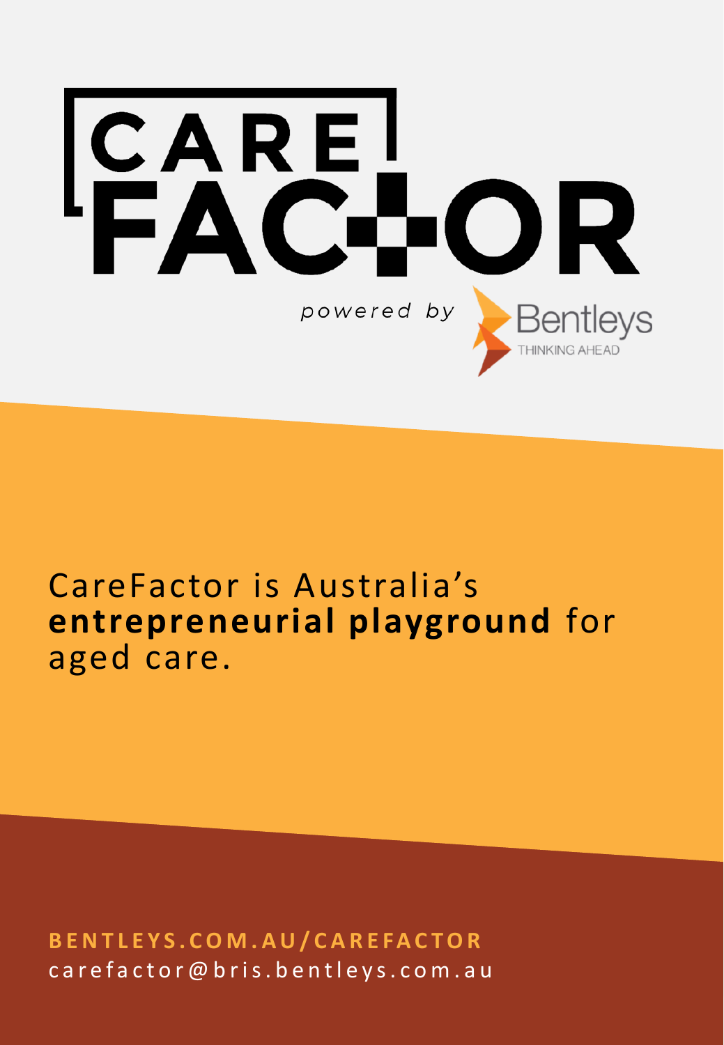# CARE FACTOR

powered by Bentleys THINKING AHEAD

CareFactor is Australia's **entrepreneurial playground** for aged care.

**BENTLEYS.COM.AU/CAREFACTOR**

carefactor@bris.bentleys.com.au